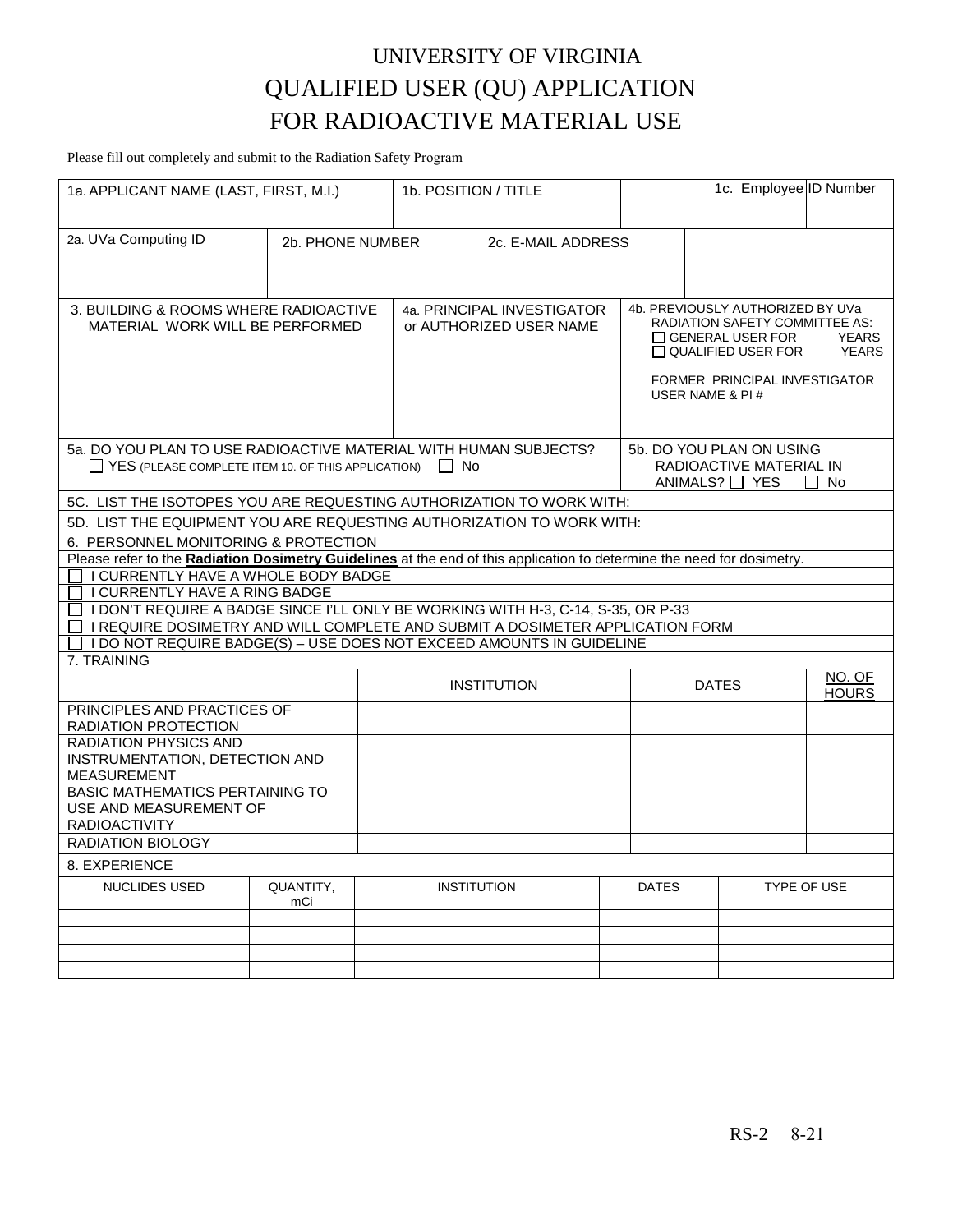# UNIVERSITY OF VIRGINIA
# QUALIFIED USER (QU) APPLICATION
# FOR RADIOACTIVE MATERIAL USE

Please fill out completely and submit to the Radiation Safety Program

| 1a. APPLICANT NAME (LAST, FIRST, M.I.) | 1b. POSITION / TITLE | 1c. Employee ID Number |
|---|---|---|
| | | |

| 2a. UVa Computing ID | 2b. PHONE NUMBER | 2c. E-MAIL ADDRESS |
|---|---|---|
| | | |

| 3. BUILDING & ROOMS WHERE RADIOACTIVE MATERIAL WORK WILL BE PERFORMED | 4a. PRINCIPAL INVESTIGATOR or AUTHORIZED USER NAME | 4b. PREVIOUSLY AUTHORIZED BY UVa RADIATION SAFETY COMMITTEE AS: ☐ GENERAL USER FOR YEARS ☐ QUALIFIED USER FOR YEARS<br>FORMER PRINCIPAL INVESTIGATOR USER NAME & PI # |
|---|---|---|
| | | |

5a. DO YOU PLAN TO USE RADIOACTIVE MATERIAL WITH HUMAN SUBJECTS?
☐ YES (PLEASE COMPLETE ITEM 10. OF THIS APPLICATION) ☐ No

5b. DO YOU PLAN ON USING RADIOACTIVE MATERIAL IN ANIMALS? ☐ YES ☐ No

5C. LIST THE ISOTOPES YOU ARE REQUESTING AUTHORIZATION TO WORK WITH:

5D. LIST THE EQUIPMENT YOU ARE REQUESTING AUTHORIZATION TO WORK WITH:

6. PERSONNEL MONITORING & PROTECTION

Please refer to the **Radiation Dosimetry Guidelines** at the end of this application to determine the need for dosimetry.

- ☐ I CURRENTLY HAVE A WHOLE BODY BADGE
- ☐ I CURRENTLY HAVE A RING BADGE
- ☐ I DON'T REQUIRE A BADGE SINCE I'LL ONLY BE WORKING WITH H-3, C-14, S-35, OR P-33
- ☐ I REQUIRE DOSIMETRY AND WILL COMPLETE AND SUBMIT A DOSIMETER APPLICATION FORM
- ☐ I DO NOT REQUIRE BADGE(S) – USE DOES NOT EXCEED AMOUNTS IN GUIDELINE

7. TRAINING

| | INSTITUTION | DATES | NO. OF HOURS |
|---|---|---|---|
| PRINCIPLES AND PRACTICES OF RADIATION PROTECTION | | | |
| RADIATION PHYSICS AND INSTRUMENTATION, DETECTION AND MEASUREMENT | | | |
| BASIC MATHEMATICS PERTAINING TO USE AND MEASUREMENT OF RADIOACTIVITY | | | |
| RADIATION BIOLOGY | | | |

8. EXPERIENCE

| NUCLIDES USED | QUANTITY, mCi | INSTITUTION | DATES | TYPE OF USE |
|---|---|---|---|---|
| | | | | |
| | | | | |
| | | | | |
| | | | | |

RS-2 8-21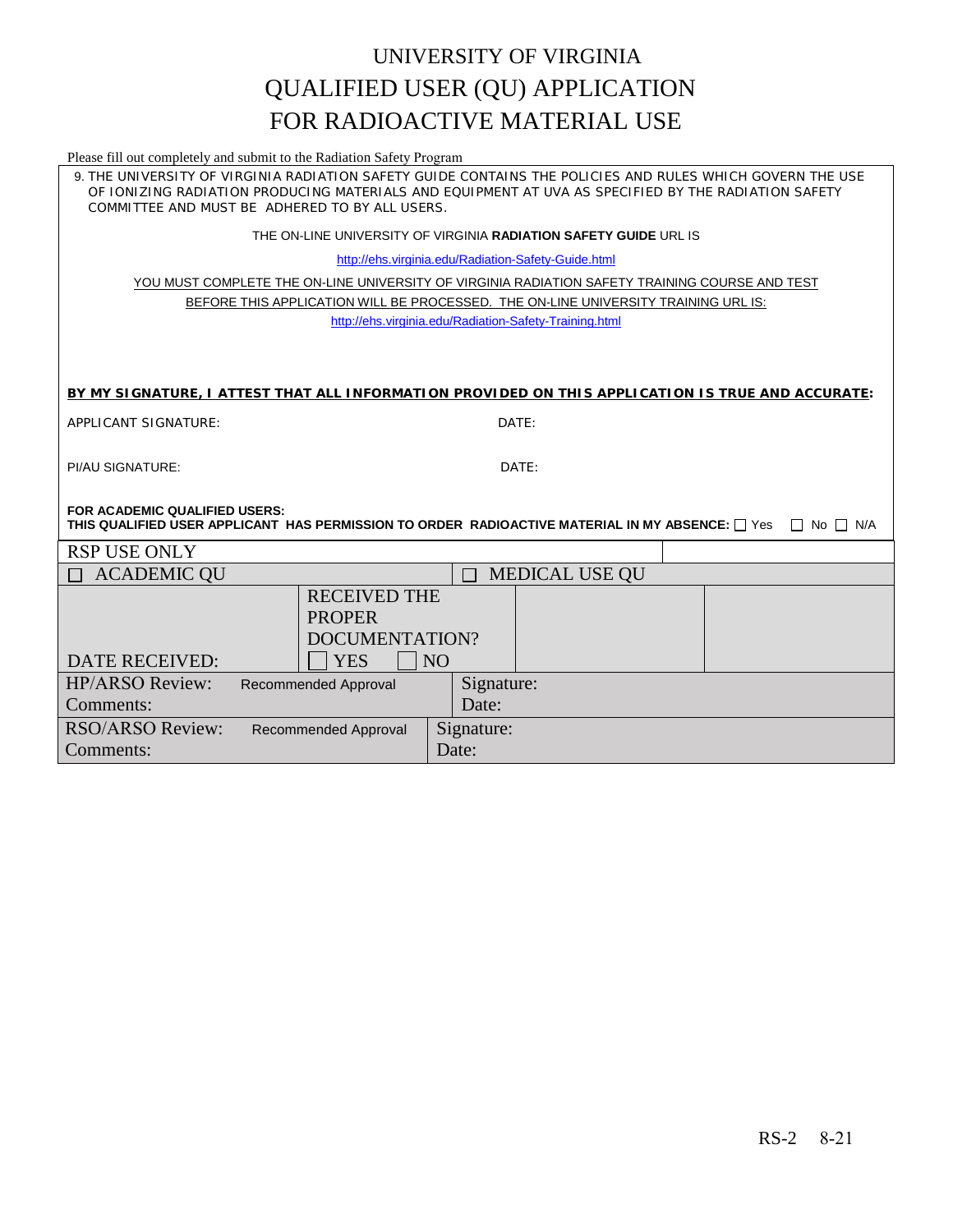# UNIVERSITY OF VIRGINIA
# QUALIFIED USER (QU) APPLICATION
# FOR RADIOACTIVE MATERIAL USE

Please fill out completely and submit to the Radiation Safety Program

9. THE UNIVERSITY OF VIRGINIA RADIATION SAFETY GUIDE CONTAINS THE POLICIES AND RULES WHICH GOVERN THE USE OF IONIZING RADIATION PRODUCING MATERIALS AND EQUIPMENT AT UVA AS SPECIFIED BY THE RADIATION SAFETY COMMITTEE AND MUST BE ADHERED TO BY ALL USERS.

THE ON-LINE UNIVERSITY OF VIRGINIA **RADIATION SAFETY GUIDE** URL IS

http://ehs.virginia.edu/Radiation-Safety-Guide.html

YOU MUST COMPLETE THE ON-LINE UNIVERSITY OF VIRGINIA RADIATION SAFETY TRAINING COURSE AND TEST BEFORE THIS APPLICATION WILL BE PROCESSED. THE ON-LINE UNIVERSITY TRAINING URL IS:

http://ehs.virginia.edu/Radiation-Safety-Training.html

**BY MY SIGNATURE, I ATTEST THAT ALL INFORMATION PROVIDED ON THIS APPLICATION IS TRUE AND ACCURATE:**

APPLICANT SIGNATURE: DATE:

PI/AU SIGNATURE: DATE:

**FOR ACADEMIC QUALIFIED USERS:**
**THIS QUALIFIED USER APPLICANT HAS PERMISSION TO ORDER RADIOACTIVE MATERIAL IN MY ABSENCE:** ☐ Yes ☐ No ☐ N/A

| RSP USE ONLY | | | | |
|---|---|---|---|---|
| ☐ ACADEMIC QU | | ☐ MEDICAL USE QU | | |
| DATE RECEIVED: | RECEIVED THE PROPER DOCUMENTATION? ☐ YES ☐ NO | | | |
| HP/ARSO Review: Recommended Approval<br>Comments: | | Signature:<br>Date: | | |
| RSO/ARSO Review: Recommended Approval<br>Comments: | | Signature:<br>Date: | | |

RS-2 8-21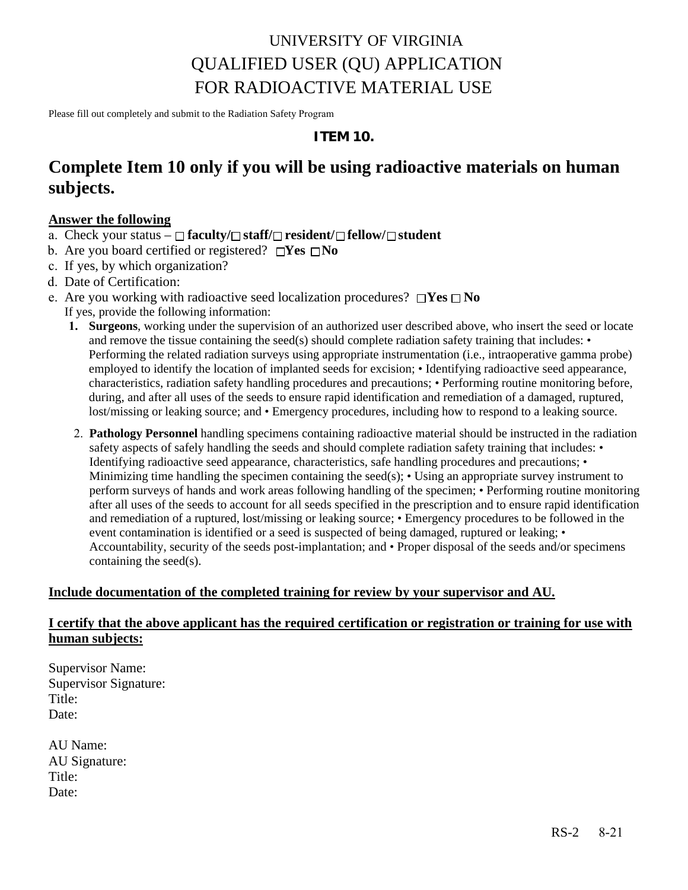# UNIVERSITY OF VIRGINIA
# QUALIFIED USER (QU) APPLICATION
# FOR RADIOACTIVE MATERIAL USE

Please fill out completely and submit to the Radiation Safety Program

**ITEM 10.**

## Complete Item 10 only if you will be using radioactive materials on human subjects.

**Answer the following**

a. Check your status – ☐ **faculty/**☐ **staff/**☐ **resident/**☐ **fellow/**☐ **student**
b. Are you board certified or registered? ☐**Yes** ☐**No**
c. If yes, by which organization?
d. Date of Certification:
e. Are you working with radioactive seed localization procedures? ☐**Yes** ☐ **No**
   If yes, provide the following information:

1. **Surgeons**, working under the supervision of an authorized user described above, who insert the seed or locate and remove the tissue containing the seed(s) should complete radiation safety training that includes: • Performing the related radiation surveys using appropriate instrumentation (i.e., intraoperative gamma probe) employed to identify the location of implanted seeds for excision; • Identifying radioactive seed appearance, characteristics, radiation safety handling procedures and precautions; • Performing routine monitoring before, during, and after all uses of the seeds to ensure rapid identification and remediation of a damaged, ruptured, lost/missing or leaking source; and • Emergency procedures, including how to respond to a leaking source.

2. **Pathology Personnel** handling specimens containing radioactive material should be instructed in the radiation safety aspects of safely handling the seeds and should complete radiation safety training that includes: • Identifying radioactive seed appearance, characteristics, safe handling procedures and precautions; • Minimizing time handling the specimen containing the seed(s); • Using an appropriate survey instrument to perform surveys of hands and work areas following handling of the specimen; • Performing routine monitoring after all uses of the seeds to account for all seeds specified in the prescription and to ensure rapid identification and remediation of a ruptured, lost/missing or leaking source; • Emergency procedures to be followed in the event contamination is identified or a seed is suspected of being damaged, ruptured or leaking; • Accountability, security of the seeds post-implantation; and • Proper disposal of the seeds and/or specimens containing the seed(s).

**Include documentation of the completed training for review by your supervisor and AU.**

**I certify that the above applicant has the required certification or registration or training for use with human subjects:**

Supervisor Name:
Supervisor Signature:
Title:
Date:

AU Name:
AU Signature:
Title:
Date:

RS-2 8-21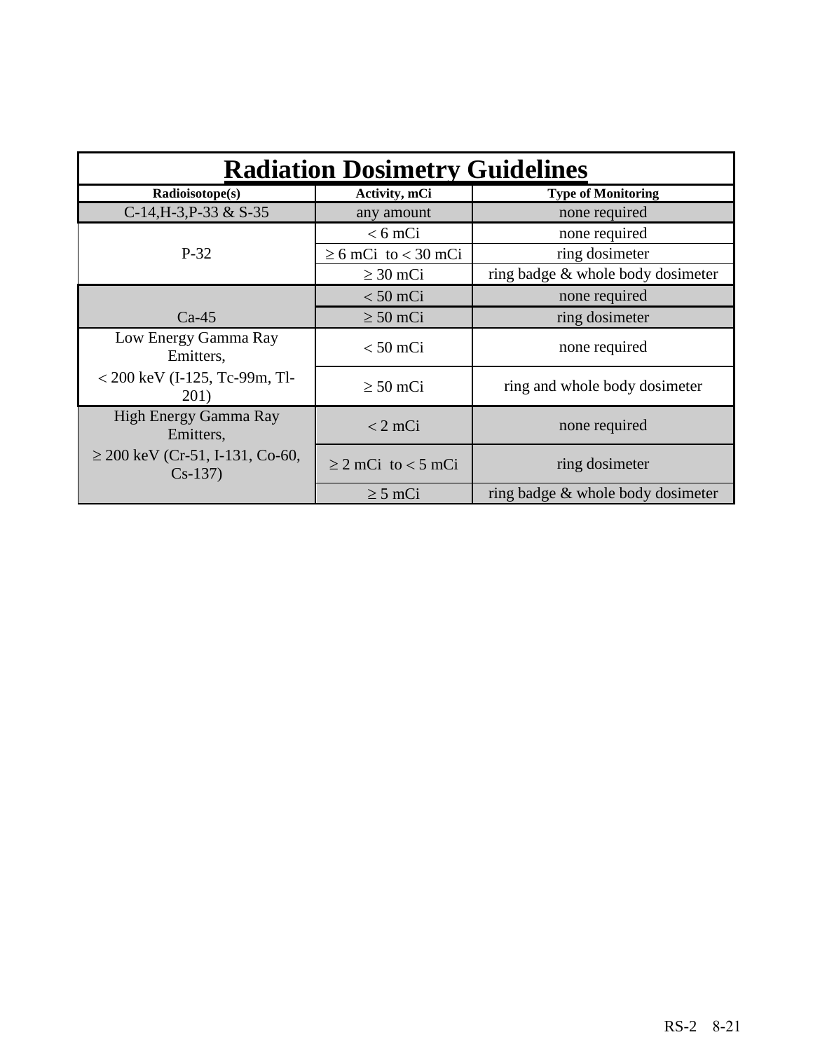# Radiation Dosimetry Guidelines

| Radioisotope(s) | Activity, mCi | Type of Monitoring |
|---|---|---|
| C-14,H-3,P-33 & S-35 | any amount | none required |
| P-32 | < 6 mCi | none required |
| | ≥ 6 mCi to < 30 mCi | ring dosimeter |
| | ≥ 30 mCi | ring badge & whole body dosimeter |
| Ca-45 | < 50 mCi | none required |
| | ≥ 50 mCi | ring dosimeter |
| Low Energy Gamma Ray Emitters, < 200 keV (I-125, Tc-99m, Tl-201) | < 50 mCi | none required |
| | ≥ 50 mCi | ring and whole body dosimeter |
| High Energy Gamma Ray Emitters, ≥ 200 keV (Cr-51, I-131, Co-60, Cs-137) | < 2 mCi | none required |
| | ≥ 2 mCi to < 5 mCi | ring dosimeter |
| | ≥ 5 mCi | ring badge & whole body dosimeter |

RS-2 8-21